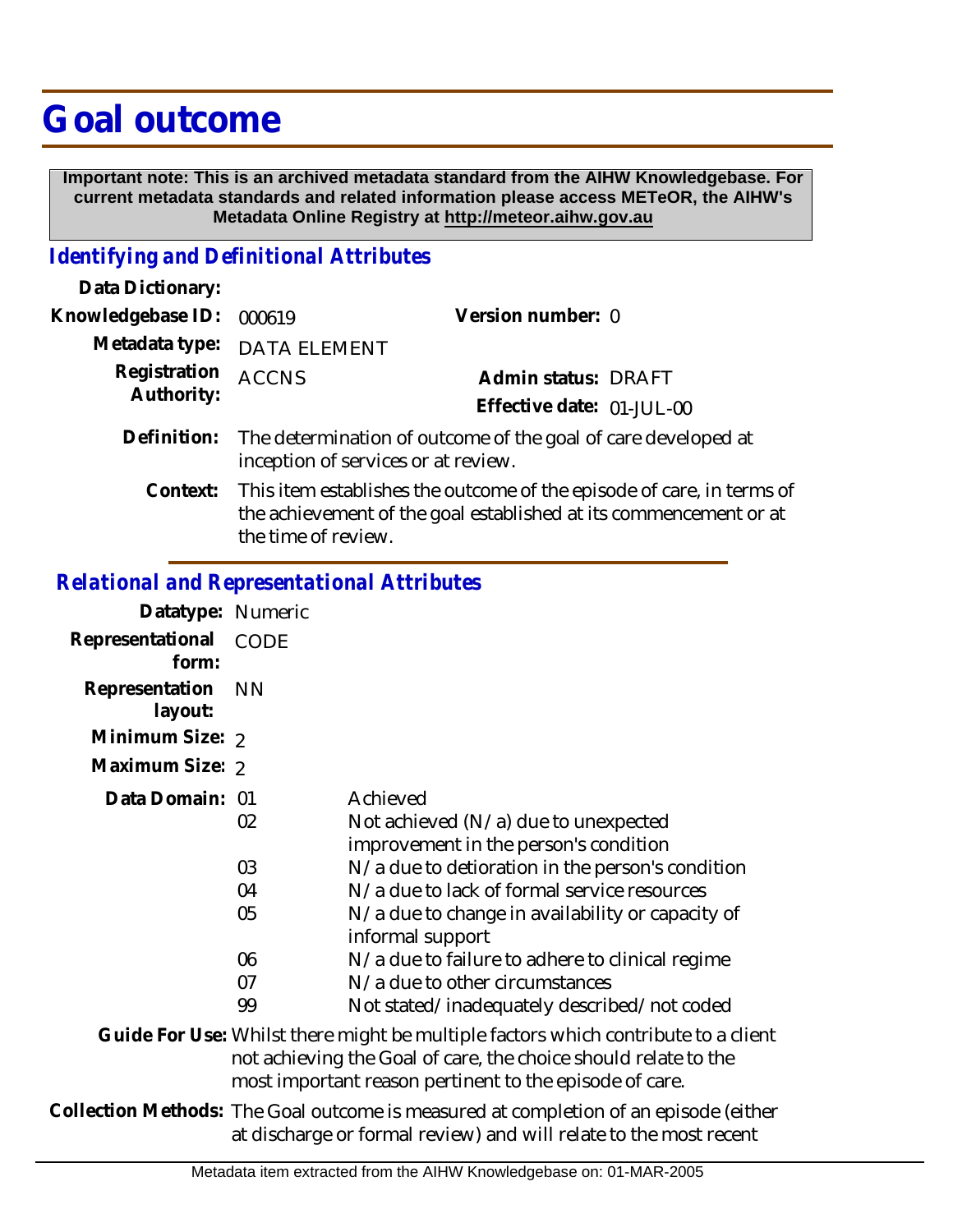# Goal outcome

**Important note: This is an archived metadata standard from the AIHW Knowledgebase. For current metadata standards and related information please access METeOR, the AIHW's Metadata Online Registry at http://meteor.aihw.gov.au**

## *Identifying and Definitional Attributes*

**Data Dictionary:**

**Knowledgebase ID:** 000619 **Version number:** 0

**Metadata type:** DATA ELEMENT

**Registration Authority:** ACCNS **Admin status:** DRAFT

**Effective date:** 01-JUL-00

**Definition:** The determination of outcome of the goal of care developed at inception of services or at review.

**Context:** This item establishes the outcome of the episode of care, in terms of the achievement of the goal established at its commencement or at the time of review.

## *Relational and Representational Attributes*

**Datatype:** Numeric

**Representational form:** CODE

**Representation layout:** NN

**Minimum Size:** 2

**Maximum Size:** 2

**Data Domain:**

| Code | Description |
|---|---|
| 01 | Achieved |
| 02 | Not achieved (N/a) due to unexpected improvement in the person's condition |
| 03 | N/a due to detioration in the person's condition |
| 04 | N/a due to lack of formal service resources |
| 05 | N/a due to change in availability or capacity of informal support |
| 06 | N/a due to failure to adhere to clinical regime |
| 07 | N/a due to other circumstances |
| 99 | Not stated/inadequately described/not coded |

**Guide For Use:** Whilst there might be multiple factors which contribute to a client not achieving the Goal of care, the choice should relate to the most important reason pertinent to the episode of care.

**Collection Methods:** The Goal outcome is measured at completion of an episode (either at discharge or formal review) and will relate to the most recent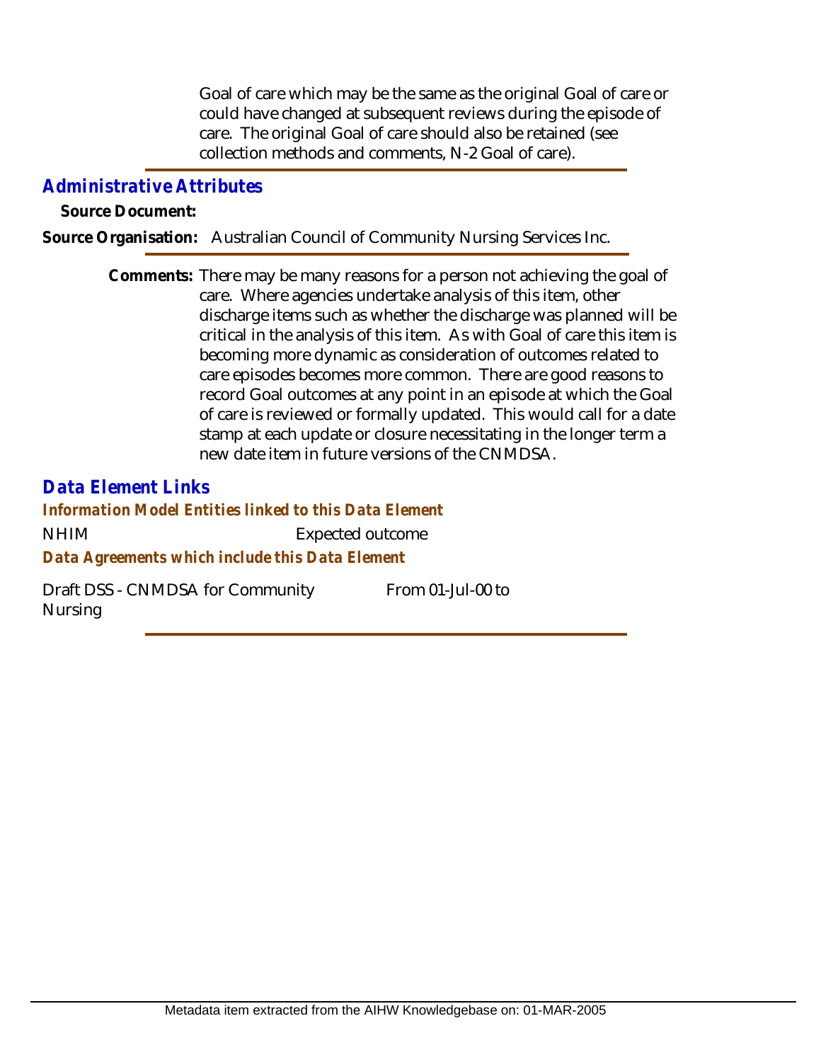Goal of care which may be the same as the original Goal of care or could have changed at subsequent reviews during the episode of care. The original Goal of care should also be retained (see collection methods and comments, N-2 Goal of care).

## Administrative Attributes

**Source Document:**

**Source Organisation:** Australian Council of Community Nursing Services Inc.

**Comments:** There may be many reasons for a person not achieving the goal of care. Where agencies undertake analysis of this item, other discharge items such as whether the discharge was planned will be critical in the analysis of this item. As with Goal of care this item is becoming more dynamic as consideration of outcomes related to care episodes becomes more common. There are good reasons to record Goal outcomes at any point in an episode at which the Goal of care is reviewed or formally updated. This would call for a date stamp at each update or closure necessitating in the longer term a new date item in future versions of the CNMDSA.

## Data Element Links

### Information Model Entities linked to this Data Element

| | |
|---|---|
| NHIM | Expected outcome |

### Data Agreements which include this Data Element

| | |
|---|---|
| Draft DSS - CNMDSA for Community Nursing | From 01-Jul-00 to |

Metadata item extracted from the AIHW Knowledgebase on: 01-MAR-2005